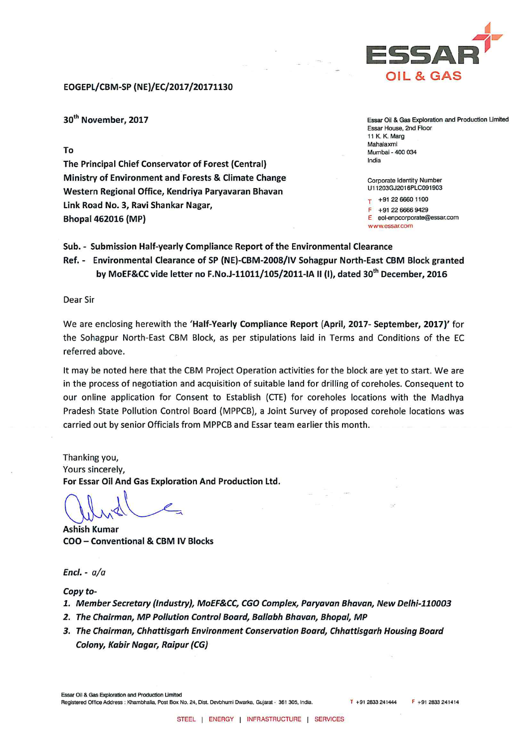ESSAR OIL & GAS

EOGEPL/CBM-SP (NE)/EC/2017/20171130

30th November, 2017

Essar Oil & Gas Exploration and Production Limited
Essar House, 2nd Floor
11 K. K. Marg
Mahalaxmi
Mumbai - 400 034
India

Corporate Identity Number
U11203GJ2016PLC091903

T +91 22 6660 1100
F +91 22 6666 9429
E eol-enpcorporate@essar.com
www.essar.com

To

**The Principal Chief Conservator of Forest (Central)**
**Ministry of Environment and Forests & Climate Change**
**Western Regional Office, Kendriya Paryavaran Bhavan**
**Link Road No. 3, Ravi Shankar Nagar,**
**Bhopal 462016 (MP)**

**Sub. - Submission Half-yearly Compliance Report of the Environmental Clearance**

**Ref. - Environmental Clearance of SP (NE)-CBM-2008/IV Sohagpur North-East CBM Block granted by MoEF&CC vide letter no F.No.J-11011/105/2011-IA II (I), dated 30th December, 2016**

Dear Sir

We are enclosing herewith the '**Half-Yearly Compliance Report (April, 2017- September, 2017)**' for the Sohagpur North-East CBM Block, as per stipulations laid in Terms and Conditions of the EC referred above.

It may be noted here that the CBM Project Operation activities for the block are yet to start. We are in the process of negotiation and acquisition of suitable land for drilling of coreholes. Consequent to our online application for Consent to Establish (CTE) for coreholes locations with the Madhya Pradesh State Pollution Control Board (MPPCB), a Joint Survey of proposed corehole locations was carried out by senior Officials from MPPCB and Essar team earlier this month.

Thanking you,
Yours sincerely,
**For Essar Oil And Gas Exploration And Production Ltd.**

**Ashish Kumar**
**COO – Conventional & CBM IV Blocks**

***Encl.** - a/a*

***Copy to-***

1. ***Member Secretary (Industry), MoEF&CC, CGO Complex, Paryavan Bhavan, New Delhi-110003***
2. ***The Chairman, MP Pollution Control Board, Ballabh Bhavan, Bhopal, MP***
3. ***The Chairman, Chhattisgarh Environment Conservation Board, Chhattisgarh Housing Board Colony, Kabir Nagar, Raipur (CG)***

Essar Oil & Gas Exploration and Production Limited
Registered Office Address : Khambhalia, Post Box No. 24, Dist. Devbhumi Dwarka, Gujarat - 361 305, India. T +91 2833 241444 F +91 2833 241414

STEEL | ENERGY | INFRASTRUCTURE | SERVICES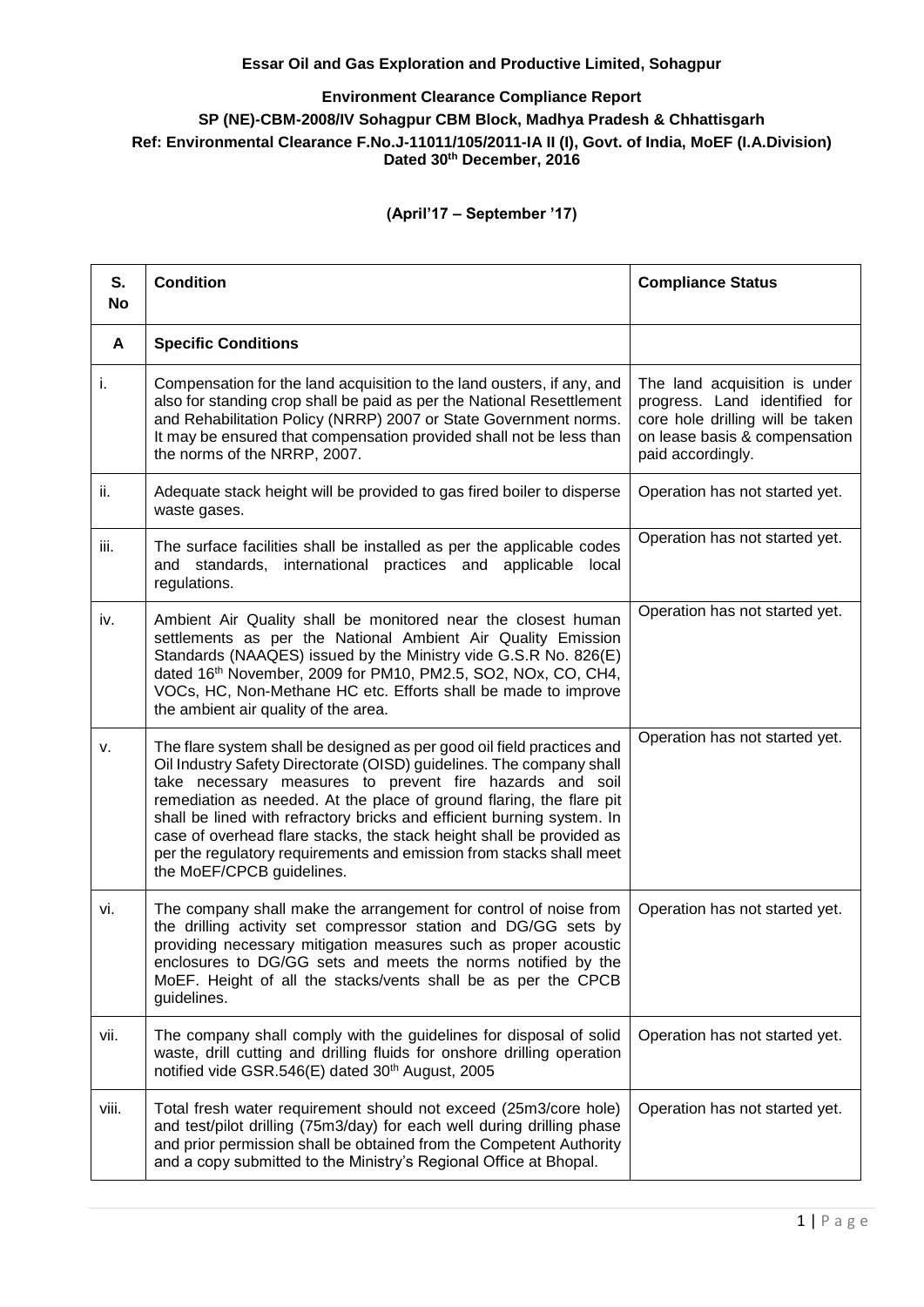**Essar Oil and Gas Exploration and Productive Limited, Sohagpur**

**Environment Clearance Compliance Report**

**SP (NE)-CBM-2008/IV Sohagpur CBM Block, Madhya Pradesh & Chhattisgarh**

**Ref: Environmental Clearance F.No.J-11011/105/2011-IA II (I), Govt. of India, MoEF (I.A.Division) Dated 30th December, 2016**

**(April'17 – September '17)**

| S. No | Condition | Compliance Status |
|---|---|---|
| **A** | **Specific Conditions** | |
| i. | Compensation for the land acquisition to the land ousters, if any, and also for standing crop shall be paid as per the National Resettlement and Rehabilitation Policy (NRRP) 2007 or State Government norms. It may be ensured that compensation provided shall not be less than the norms of the NRRP, 2007. | The land acquisition is under progress. Land identified for core hole drilling will be taken on lease basis & compensation paid accordingly. |
| ii. | Adequate stack height will be provided to gas fired boiler to disperse waste gases. | Operation has not started yet. |
| iii. | The surface facilities shall be installed as per the applicable codes and standards, international practices and applicable local regulations. | Operation has not started yet. |
| iv. | Ambient Air Quality shall be monitored near the closest human settlements as per the National Ambient Air Quality Emission Standards (NAAQES) issued by the Ministry vide G.S.R No. 826(E) dated 16th November, 2009 for PM10, PM2.5, $SO_2$, $NO_x$, CO, $CH_4$, VOCs, HC, Non-Methane HC etc. Efforts shall be made to improve the ambient air quality of the area. | Operation has not started yet. |
| v. | The flare system shall be designed as per good oil field practices and Oil Industry Safety Directorate (OISD) guidelines. The company shall take necessary measures to prevent fire hazards and soil remediation as needed. At the place of ground flaring, the flare pit shall be lined with refractory bricks and efficient burning system. In case of overhead flare stacks, the stack height shall be provided as per the regulatory requirements and emission from stacks shall meet the MoEF/CPCB guidelines. | Operation has not started yet. |
| vi. | The company shall make the arrangement for control of noise from the drilling activity set compressor station and DG/GG sets by providing necessary mitigation measures such as proper acoustic enclosures to DG/GG sets and meets the norms notified by the MoEF. Height of all the stacks/vents shall be as per the CPCB guidelines. | Operation has not started yet. |
| vii. | The company shall comply with the guidelines for disposal of solid waste, drill cutting and drilling fluids for onshore drilling operation notified vide GSR.546(E) dated 30th August, 2005 | Operation has not started yet. |
| viii. | Total fresh water requirement should not exceed (25m3/core hole) and test/pilot drilling (75m3/day) for each well during drilling phase and prior permission shall be obtained from the Competent Authority and a copy submitted to the Ministry's Regional Office at Bhopal. | Operation has not started yet. |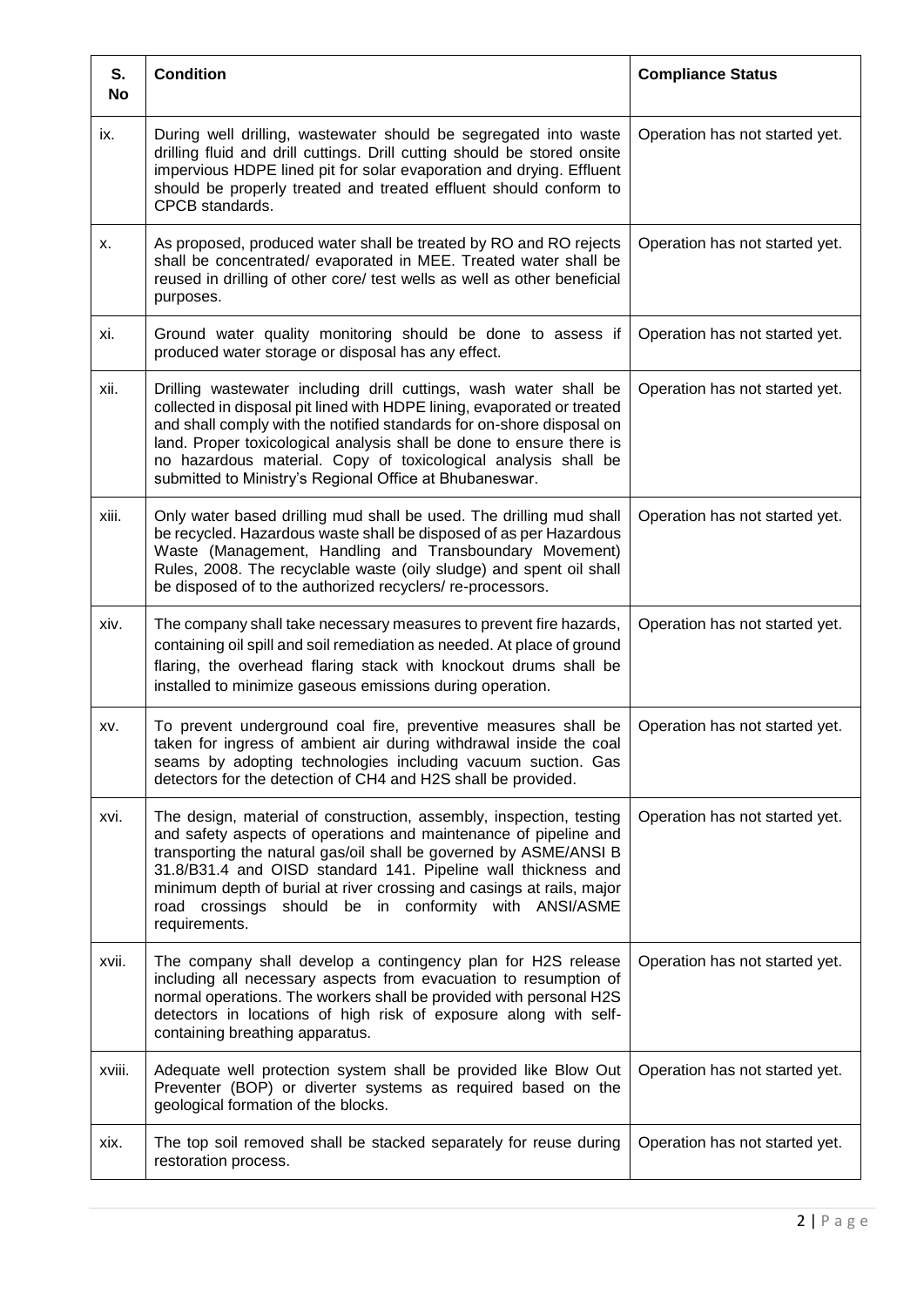| S. No | Condition | Compliance Status |
|---|---|---|
| ix. | During well drilling, wastewater should be segregated into waste drilling fluid and drill cuttings. Drill cutting should be stored onsite impervious HDPE lined pit for solar evaporation and drying. Effluent should be properly treated and treated effluent should conform to CPCB standards. | Operation has not started yet. |
| x. | As proposed, produced water shall be treated by RO and RO rejects shall be concentrated/ evaporated in MEE. Treated water shall be reused in drilling of other core/ test wells as well as other beneficial purposes. | Operation has not started yet. |
| xi. | Ground water quality monitoring should be done to assess if produced water storage or disposal has any effect. | Operation has not started yet. |
| xii. | Drilling wastewater including drill cuttings, wash water shall be collected in disposal pit lined with HDPE lining, evaporated or treated and shall comply with the notified standards for on-shore disposal on land. Proper toxicological analysis shall be done to ensure there is no hazardous material. Copy of toxicological analysis shall be submitted to Ministry's Regional Office at Bhubaneswar. | Operation has not started yet. |
| xiii. | Only water based drilling mud shall be used. The drilling mud shall be recycled. Hazardous waste shall be disposed of as per Hazardous Waste (Management, Handling and Transboundary Movement) Rules, 2008. The recyclable waste (oily sludge) and spent oil shall be disposed of to the authorized recyclers/ re-processors. | Operation has not started yet. |
| xiv. | The company shall take necessary measures to prevent fire hazards, containing oil spill and soil remediation as needed. At place of ground flaring, the overhead flaring stack with knockout drums shall be installed to minimize gaseous emissions during operation. | Operation has not started yet. |
| xv. | To prevent underground coal fire, preventive measures shall be taken for ingress of ambient air during withdrawal inside the coal seams by adopting technologies including vacuum suction. Gas detectors for the detection of $CH_4$ and $H_2S$ shall be provided. | Operation has not started yet. |
| xvi. | The design, material of construction, assembly, inspection, testing and safety aspects of operations and maintenance of pipeline and transporting the natural gas/oil shall be governed by ASME/ANSI B 31.8/B31.4 and OISD standard 141. Pipeline wall thickness and minimum depth of burial at river crossing and casings at rails, major road crossings should be in conformity with ANSI/ASME requirements. | Operation has not started yet. |
| xvii. | The company shall develop a contingency plan for $H_2S$ release including all necessary aspects from evacuation to resumption of normal operations. The workers shall be provided with personal $H_2S$ detectors in locations of high risk of exposure along with self-containing breathing apparatus. | Operation has not started yet. |
| xviii. | Adequate well protection system shall be provided like Blow Out Preventer (BOP) or diverter systems as required based on the geological formation of the blocks. | Operation has not started yet. |
| xix. | The top soil removed shall be stacked separately for reuse during restoration process. | Operation has not started yet. |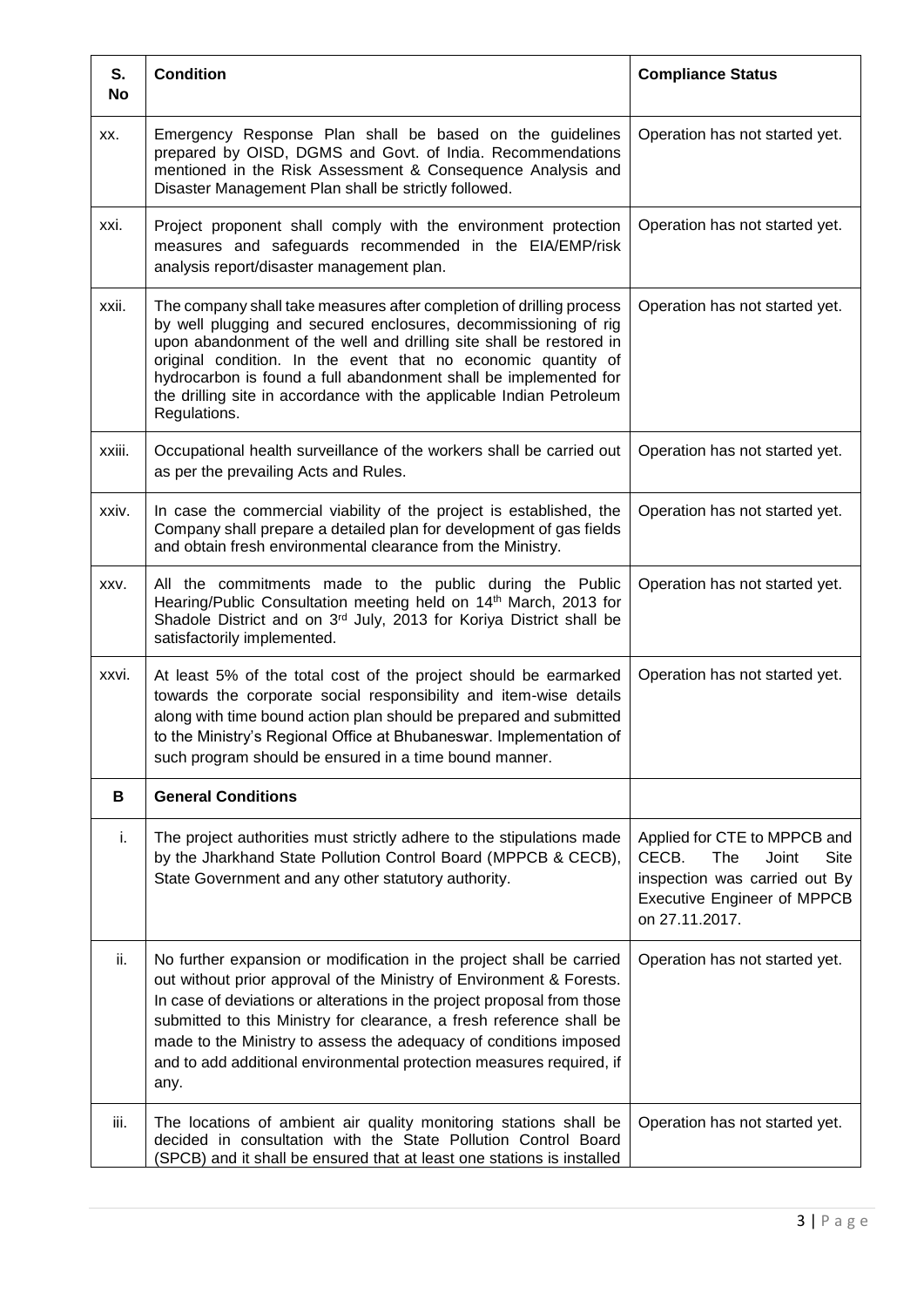| S. No | Condition | Compliance Status |
|---|---|---|
| xx. | Emergency Response Plan shall be based on the guidelines prepared by OISD, DGMS and Govt. of India. Recommendations mentioned in the Risk Assessment & Consequence Analysis and Disaster Management Plan shall be strictly followed. | Operation has not started yet. |
| xxi. | Project proponent shall comply with the environment protection measures and safeguards recommended in the EIA/EMP/risk analysis report/disaster management plan. | Operation has not started yet. |
| xxii. | The company shall take measures after completion of drilling process by well plugging and secured enclosures, decommissioning of rig upon abandonment of the well and drilling site shall be restored in original condition. In the event that no economic quantity of hydrocarbon is found a full abandonment shall be implemented for the drilling site in accordance with the applicable Indian Petroleum Regulations. | Operation has not started yet. |
| xxiii. | Occupational health surveillance of the workers shall be carried out as per the prevailing Acts and Rules. | Operation has not started yet. |
| xxiv. | In case the commercial viability of the project is established, the Company shall prepare a detailed plan for development of gas fields and obtain fresh environmental clearance from the Ministry. | Operation has not started yet. |
| xxv. | All the commitments made to the public during the Public Hearing/Public Consultation meeting held on 14th March, 2013 for Shadole District and on 3rd July, 2013 for Koriya District shall be satisfactorily implemented. | Operation has not started yet. |
| xxvi. | At least 5% of the total cost of the project should be earmarked towards the corporate social responsibility and item-wise details along with time bound action plan should be prepared and submitted to the Ministry's Regional Office at Bhubaneswar. Implementation of such program should be ensured in a time bound manner. | Operation has not started yet. |
| **B** | **General Conditions** | |
| i. | The project authorities must strictly adhere to the stipulations made by the Jharkhand State Pollution Control Board (MPPCB & CECB), State Government and any other statutory authority. | Applied for CTE to MPPCB and CECB. The Joint Site inspection was carried out By Executive Engineer of MPPCB on 27.11.2017. |
| ii. | No further expansion or modification in the project shall be carried out without prior approval of the Ministry of Environment & Forests. In case of deviations or alterations in the project proposal from those submitted to this Ministry for clearance, a fresh reference shall be made to the Ministry to assess the adequacy of conditions imposed and to add additional environmental protection measures required, if any. | Operation has not started yet. |
| iii. | The locations of ambient air quality monitoring stations shall be decided in consultation with the State Pollution Control Board (SPCB) and it shall be ensured that at least one stations is installed | Operation has not started yet. |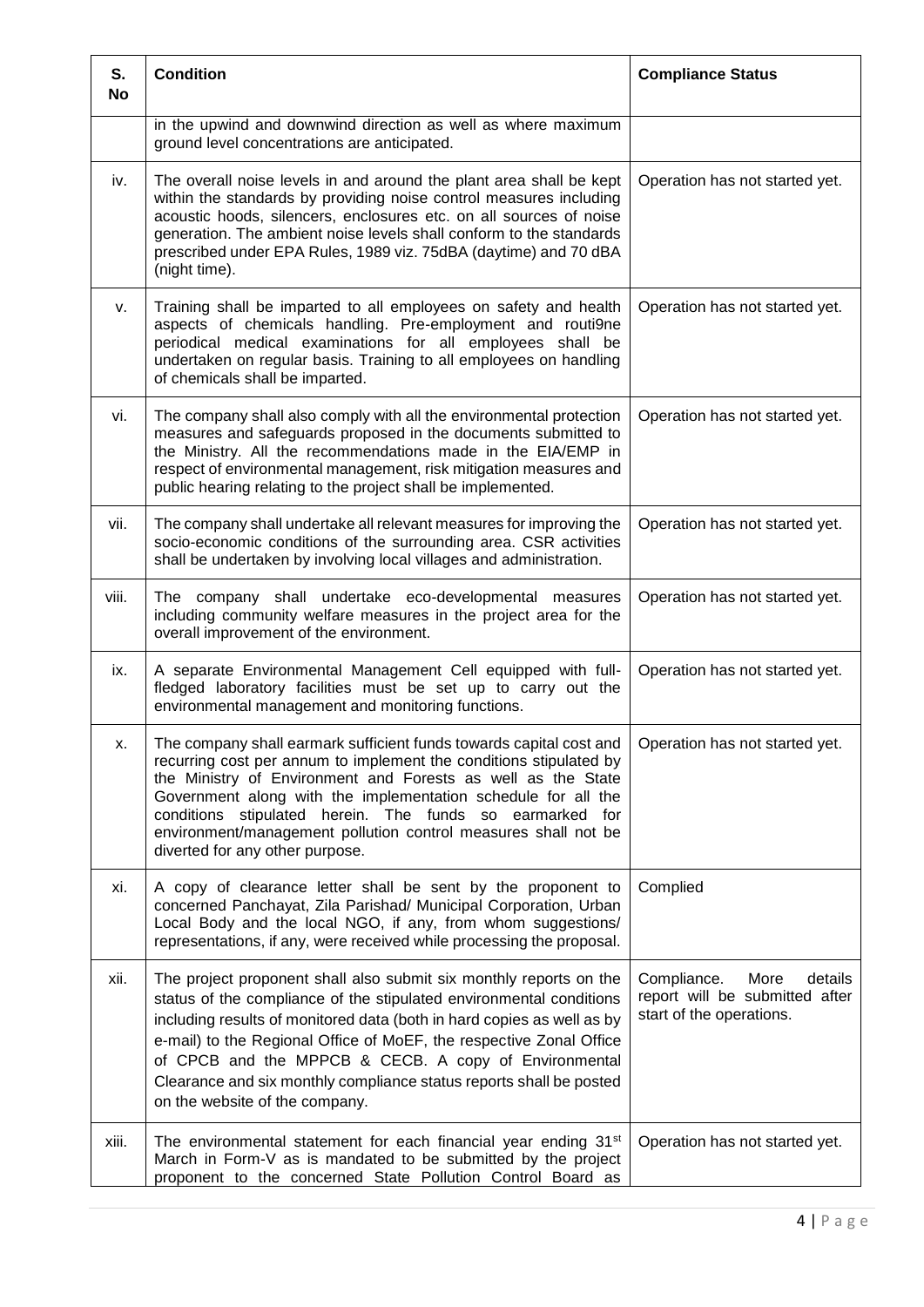| S. No | Condition | Compliance Status |
|---|---|---|
| | in the upwind and downwind direction as well as where maximum ground level concentrations are anticipated. | |
| iv. | The overall noise levels in and around the plant area shall be kept within the standards by providing noise control measures including acoustic hoods, silencers, enclosures etc. on all sources of noise generation. The ambient noise levels shall conform to the standards prescribed under EPA Rules, 1989 viz. 75dBA (daytime) and 70 dBA (night time). | Operation has not started yet. |
| v. | Training shall be imparted to all employees on safety and health aspects of chemicals handling. Pre-employment and routi9ne periodical medical examinations for all employees shall be undertaken on regular basis. Training to all employees on handling of chemicals shall be imparted. | Operation has not started yet. |
| vi. | The company shall also comply with all the environmental protection measures and safeguards proposed in the documents submitted to the Ministry. All the recommendations made in the EIA/EMP in respect of environmental management, risk mitigation measures and public hearing relating to the project shall be implemented. | Operation has not started yet. |
| vii. | The company shall undertake all relevant measures for improving the socio-economic conditions of the surrounding area. CSR activities shall be undertaken by involving local villages and administration. | Operation has not started yet. |
| viii. | The company shall undertake eco-developmental measures including community welfare measures in the project area for the overall improvement of the environment. | Operation has not started yet. |
| ix. | A separate Environmental Management Cell equipped with full-fledged laboratory facilities must be set up to carry out the environmental management and monitoring functions. | Operation has not started yet. |
| x. | The company shall earmark sufficient funds towards capital cost and recurring cost per annum to implement the conditions stipulated by the Ministry of Environment and Forests as well as the State Government along with the implementation schedule for all the conditions stipulated herein. The funds so earmarked for environment/management pollution control measures shall not be diverted for any other purpose. | Operation has not started yet. |
| xi. | A copy of clearance letter shall be sent by the proponent to concerned Panchayat, Zila Parishad/ Municipal Corporation, Urban Local Body and the local NGO, if any, from whom suggestions/ representations, if any, were received while processing the proposal. | Complied |
| xii. | The project proponent shall also submit six monthly reports on the status of the compliance of the stipulated environmental conditions including results of monitored data (both in hard copies as well as by e-mail) to the Regional Office of MoEF, the respective Zonal Office of CPCB and the MPPCB & CECB. A copy of Environmental Clearance and six monthly compliance status reports shall be posted on the website of the company. | Compliance. More details report will be submitted after start of the operations. |
| xiii. | The environmental statement for each financial year ending 31st March in Form-V as is mandated to be submitted by the project proponent to the concerned State Pollution Control Board as | Operation has not started yet. |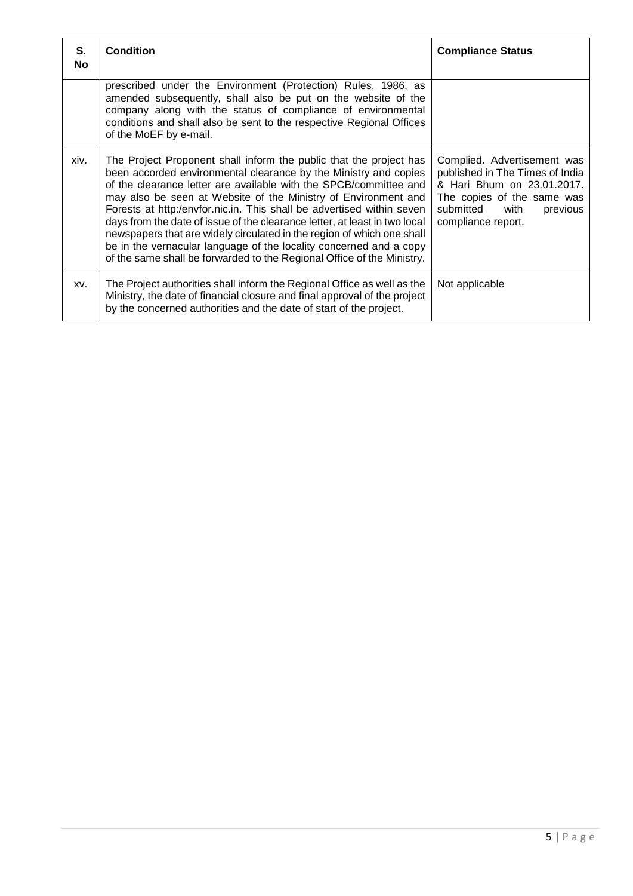| S. No | Condition | Compliance Status |
|---|---|---|
| | prescribed under the Environment (Protection) Rules, 1986, as amended subsequently, shall also be put on the website of the company along with the status of compliance of environmental conditions and shall also be sent to the respective Regional Offices of the MoEF by e-mail. | |
| xiv. | The Project Proponent shall inform the public that the project has been accorded environmental clearance by the Ministry and copies of the clearance letter are available with the SPCB/committee and may also be seen at Website of the Ministry of Environment and Forests at http:/envfor.nic.in. This shall be advertised within seven days from the date of issue of the clearance letter, at least in two local newspapers that are widely circulated in the region of which one shall be in the vernacular language of the locality concerned and a copy of the same shall be forwarded to the Regional Office of the Ministry. | Complied. Advertisement was published in The Times of India & Hari Bhum on 23.01.2017. The copies of the same was submitted with previous compliance report. |
| xv. | The Project authorities shall inform the Regional Office as well as the Ministry, the date of financial closure and final approval of the project by the concerned authorities and the date of start of the project. | Not applicable |